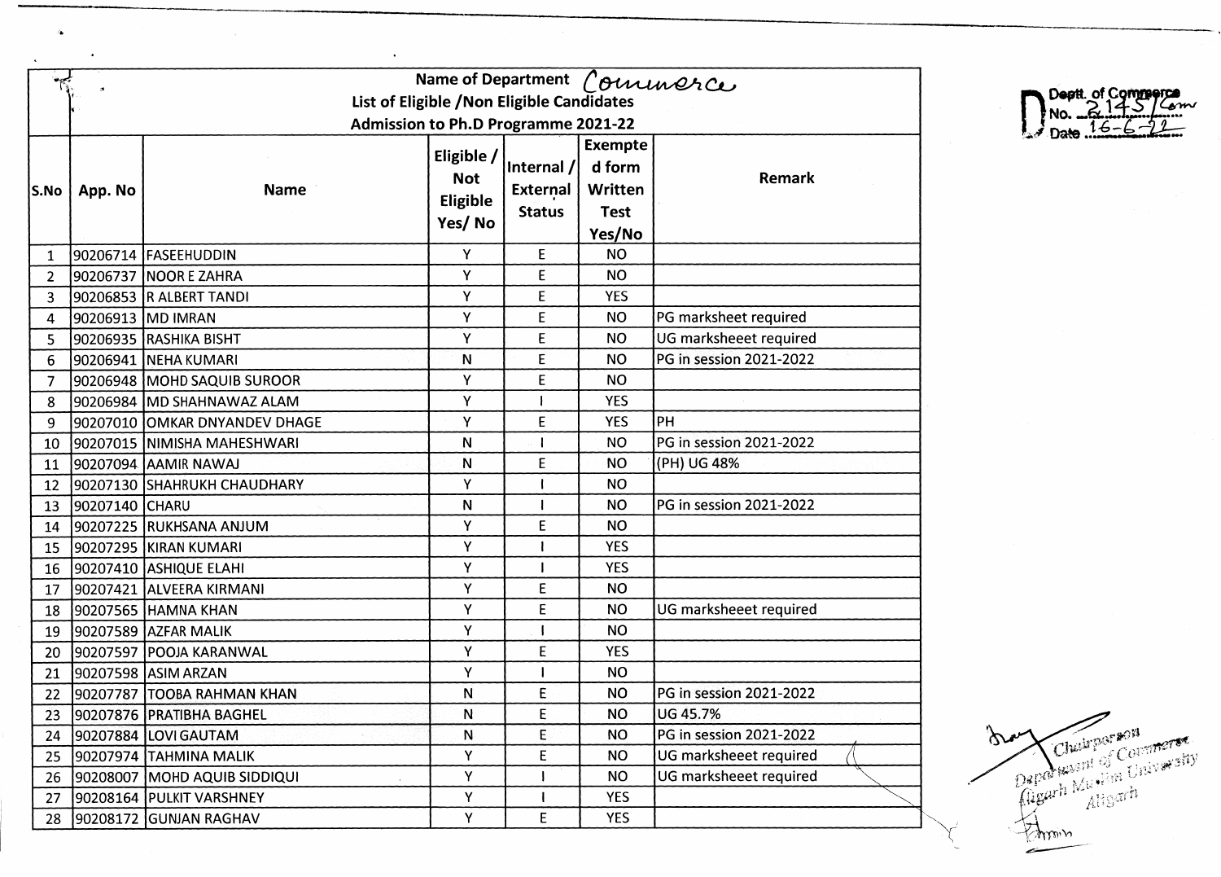Dept. of Commerce
No. 2145/Com
Date 16-6-22

## Name of Department Commerce

### List of Eligible /Non Eligible Candidates

### Admission to Ph.D Programme 2021-22

| S.No | App. No | Name | Eligible / Not Eligible Yes/ No | Internal / External Status | Exempted form Written Test Yes/No | Remark |
|---|---|---|---|---|---|---|
| 1 | 90206714 | FASEEHUDDIN | Y | E | NO | |
| 2 | 90206737 | NOOR E ZAHRA | Y | E | NO | |
| 3 | 90206853 | R ALBERT TANDI | Y | E | YES | |
| 4 | 90206913 | MD IMRAN | Y | E | NO | PG marksheet required |
| 5 | 90206935 | RASHIKA BISHT | Y | E | NO | UG marksheeet required |
| 6 | 90206941 | NEHA KUMARI | N | E | NO | PG in session 2021-2022 |
| 7 | 90206948 | MOHD SAQUIB SUROOR | Y | E | NO | |
| 8 | 90206984 | MD SHAHNAWAZ ALAM | Y | I | YES | |
| 9 | 90207010 | OMKAR DNYANDEV DHAGE | Y | E | YES | PH |
| 10 | 90207015 | NIMISHA MAHESHWARI | N | I | NO | PG in session 2021-2022 |
| 11 | 90207094 | AAMIR NAWAJ | N | E | NO | (PH) UG 48% |
| 12 | 90207130 | SHAHRUKH CHAUDHARY | Y | I | NO | |
| 13 | 90207140 | CHARU | N | I | NO | PG in session 2021-2022 |
| 14 | 90207225 | RUKHSANA ANJUM | Y | E | NO | |
| 15 | 90207295 | KIRAN KUMARI | Y | I | YES | |
| 16 | 90207410 | ASHIQUE ELAHI | Y | I | YES | |
| 17 | 90207421 | ALVEERA KIRMANI | Y | E | NO | |
| 18 | 90207565 | HAMNA KHAN | Y | E | NO | UG marksheeet required |
| 19 | 90207589 | AZFAR MALIK | Y | I | NO | |
| 20 | 90207597 | POOJA KARANWAL | Y | E | YES | |
| 21 | 90207598 | ASIM ARZAN | Y | I | NO | |
| 22 | 90207787 | TOOBA RAHMAN KHAN | N | E | NO | PG in session 2021-2022 |
| 23 | 90207876 | PRATIBHA BAGHEL | N | E | NO | UG 45.7% |
| 24 | 90207884 | LOVI GAUTAM | N | E | NO | PG in session 2021-2022 |
| 25 | 90207974 | TAHMINA MALIK | Y | E | NO | UG marksheeet required |
| 26 | 90208007 | MOHD AQUIB SIDDIQUI | Y | I | NO | UG marksheeet required |
| 27 | 90208164 | PULKIT VARSHNEY | Y | I | YES | |
| 28 | 90208172 | GUNJAN RAGHAV | Y | E | YES | |

Chairperson
Department of Commerce
Aligarh Muslim University
Aligarh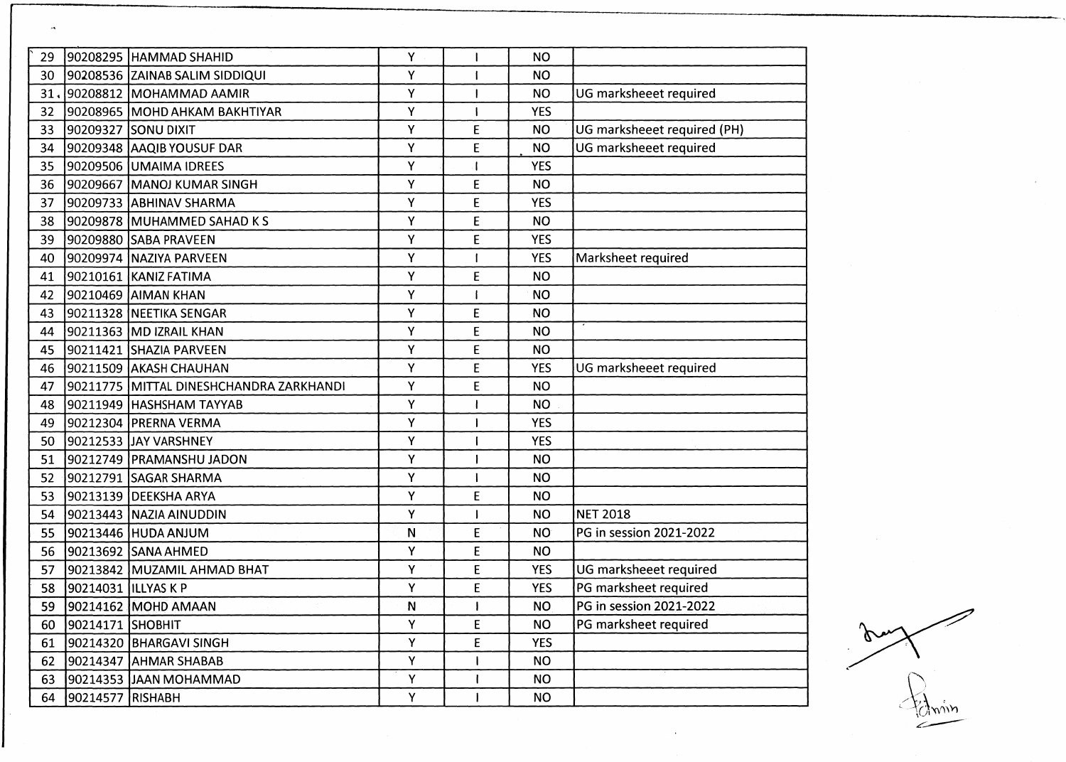| | | | | | | |
|---|---|---|---|---|---|---|
| 29 | 90208295 | HAMMAD SHAHID | Y | I | NO | |
| 30 | 90208536 | ZAINAB SALIM SIDDIQUI | Y | I | NO | |
| 31 | 90208812 | MOHAMMAD AAMIR | Y | I | NO | UG marksheeet required |
| 32 | 90208965 | MOHD AHKAM BAKHTIYAR | Y | I | YES | |
| 33 | 90209327 | SONU DIXIT | Y | E | NO | UG marksheeet required (PH) |
| 34 | 90209348 | AAQIB YOUSUF DAR | Y | E | NO | UG marksheeet required |
| 35 | 90209506 | UMAIMA IDREES | Y | I | YES | |
| 36 | 90209667 | MANOJ KUMAR SINGH | Y | E | NO | |
| 37 | 90209733 | ABHINAV SHARMA | Y | E | YES | |
| 38 | 90209878 | MUHAMMED SAHAD K S | Y | E | NO | |
| 39 | 90209880 | SABA PRAVEEN | Y | E | YES | |
| 40 | 90209974 | NAZIYA PARVEEN | Y | I | YES | Marksheet required |
| 41 | 90210161 | KANIZ FATIMA | Y | E | NO | |
| 42 | 90210469 | AIMAN KHAN | Y | I | NO | |
| 43 | 90211328 | NEETIKA SENGAR | Y | E | NO | |
| 44 | 90211363 | MD IZRAIL KHAN | Y | E | NO | |
| 45 | 90211421 | SHAZIA PARVEEN | Y | E | NO | |
| 46 | 90211509 | AKASH CHAUHAN | Y | E | YES | UG marksheeet required |
| 47 | 90211775 | MITTAL DINESHCHANDRA ZARKHANDI | Y | E | NO | |
| 48 | 90211949 | HASHSHAM TAYYAB | Y | I | NO | |
| 49 | 90212304 | PRERNA VERMA | Y | I | YES | |
| 50 | 90212533 | JAY VARSHNEY | Y | I | YES | |
| 51 | 90212749 | PRAMANSHU JADON | Y | I | NO | |
| 52 | 90212791 | SAGAR SHARMA | Y | I | NO | |
| 53 | 90213139 | DEEKSHA ARYA | Y | E | NO | |
| 54 | 90213443 | NAZIA AINUDDIN | Y | I | NO | NET 2018 |
| 55 | 90213446 | HUDA ANJUM | N | E | NO | PG in session 2021-2022 |
| 56 | 90213692 | SANA AHMED | Y | E | NO | |
| 57 | 90213842 | MUZAMIL AHMAD BHAT | Y | E | YES | UG marksheeet required |
| 58 | 90214031 | ILLYAS K P | Y | E | YES | PG marksheet required |
| 59 | 90214162 | MOHD AMAAN | N | I | NO | PG in session 2021-2022 |
| 60 | 90214171 | SHOBHIT | Y | E | NO | PG marksheet required |
| 61 | 90214320 | BHARGAVI SINGH | Y | E | YES | |
| 62 | 90214347 | AHMAR SHABAB | Y | I | NO | |
| 63 | 90214353 | JAAN MOHAMMAD | Y | I | NO | |
| 64 | 90214577 | RISHABH | Y | I | NO | |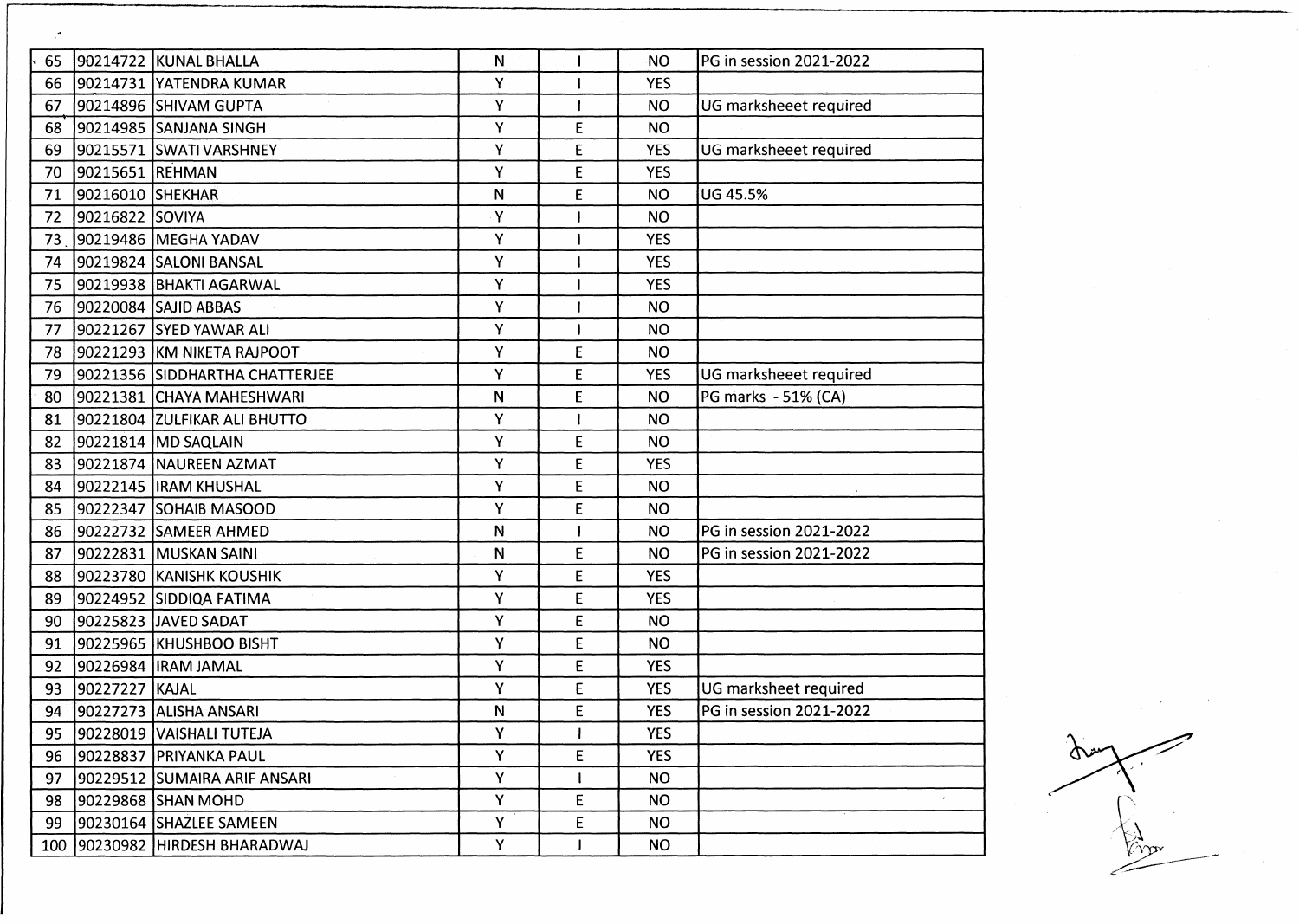| | | | | | | |
|---|---|---|---|---|---|---|
| 65 | 90214722 | KUNAL BHALLA | N | I | NO | PG in session 2021-2022 |
| 66 | 90214731 | YATENDRA KUMAR | Y | I | YES | |
| 67 | 90214896 | SHIVAM GUPTA | Y | I | NO | UG marksheeet required |
| 68 | 90214985 | SANJANA SINGH | Y | E | NO | |
| 69 | 90215571 | SWATI VARSHNEY | Y | E | YES | UG marksheeet required |
| 70 | 90215651 | REHMAN | Y | E | YES | |
| 71 | 90216010 | SHEKHAR | N | E | NO | UG 45.5% |
| 72 | 90216822 | SOVIYA | Y | I | NO | |
| 73 | 90219486 | MEGHA YADAV | Y | I | YES | |
| 74 | 90219824 | SALONI BANSAL | Y | I | YES | |
| 75 | 90219938 | BHAKTI AGARWAL | Y | I | YES | |
| 76 | 90220084 | SAJID ABBAS | Y | I | NO | |
| 77 | 90221267 | SYED YAWAR ALI | Y | I | NO | |
| 78 | 90221293 | KM NIKETA RAJPOOT | Y | E | NO | |
| 79 | 90221356 | SIDDHARTHA CHATTERJEE | Y | E | YES | UG marksheeet required |
| 80 | 90221381 | CHAYA MAHESHWARI | N | E | NO | PG marks - 51% (CA) |
| 81 | 90221804 | ZULFIKAR ALI BHUTTO | Y | I | NO | |
| 82 | 90221814 | MD SAQLAIN | Y | E | NO | |
| 83 | 90221874 | NAUREEN AZMAT | Y | E | YES | |
| 84 | 90222145 | IRAM KHUSHAL | Y | E | NO | |
| 85 | 90222347 | SOHAIB MASOOD | Y | E | NO | |
| 86 | 90222732 | SAMEER AHMED | N | I | NO | PG in session 2021-2022 |
| 87 | 90222831 | MUSKAN SAINI | N | E | NO | PG in session 2021-2022 |
| 88 | 90223780 | KANISHK KOUSHIK | Y | E | YES | |
| 89 | 90224952 | SIDDIQA FATIMA | Y | E | YES | |
| 90 | 90225823 | JAVED SADAT | Y | E | NO | |
| 91 | 90225965 | KHUSHBOO BISHT | Y | E | NO | |
| 92 | 90226984 | IRAM JAMAL | Y | E | YES | |
| 93 | 90227227 | KAJAL | Y | E | YES | UG marksheet required |
| 94 | 90227273 | ALISHA ANSARI | N | E | YES | PG in session 2021-2022 |
| 95 | 90228019 | VAISHALI TUTEJA | Y | I | YES | |
| 96 | 90228837 | PRIYANKA PAUL | Y | E | YES | |
| 97 | 90229512 | SUMAIRA ARIF ANSARI | Y | I | NO | |
| 98 | 90229868 | SHAN MOHD | Y | E | NO | |
| 99 | 90230164 | SHAZLEE SAMEEN | Y | E | NO | |
| 100 | 90230982 | HIRDESH BHARADWAJ | Y | I | NO | |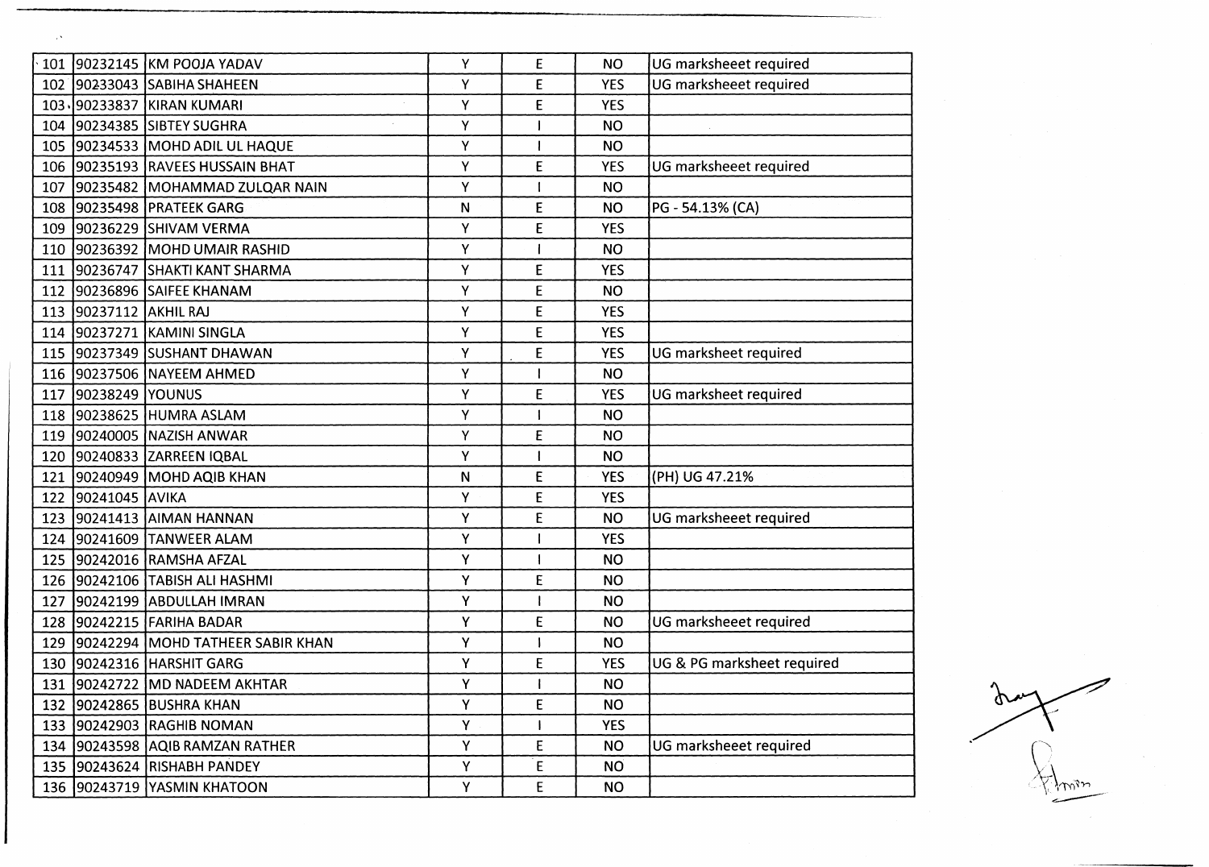| | | | | | | |
|---|---|---|---|---|---|---|
| 101 | 90232145 | KM POOJA YADAV | Y | E | NO | UG marksheeet required |
| 102 | 90233043 | SABIHA SHAHEEN | Y | E | YES | UG marksheeet required |
| 103 | 90233837 | KIRAN KUMARI | Y | E | YES | |
| 104 | 90234385 | SIBTEY SUGHRA | Y | I | NO | |
| 105 | 90234533 | MOHD ADIL UL HAQUE | Y | I | NO | |
| 106 | 90235193 | RAVEES HUSSAIN BHAT | Y | E | YES | UG marksheeet required |
| 107 | 90235482 | MOHAMMAD ZULQAR NAIN | Y | I | NO | |
| 108 | 90235498 | PRATEEK GARG | N | E | NO | PG - 54.13% (CA) |
| 109 | 90236229 | SHIVAM VERMA | Y | E | YES | |
| 110 | 90236392 | MOHD UMAIR RASHID | Y | I | NO | |
| 111 | 90236747 | SHAKTI KANT SHARMA | Y | E | YES | |
| 112 | 90236896 | SAIFEE KHANAM | Y | E | NO | |
| 113 | 90237112 | AKHIL RAJ | Y | E | YES | |
| 114 | 90237271 | KAMINI SINGLA | Y | E | YES | |
| 115 | 90237349 | SUSHANT DHAWAN | Y | E | YES | UG marksheet required |
| 116 | 90237506 | NAYEEM AHMED | Y | I | NO | |
| 117 | 90238249 | YOUNUS | Y | E | YES | UG marksheet required |
| 118 | 90238625 | HUMRA ASLAM | Y | I | NO | |
| 119 | 90240005 | NAZISH ANWAR | Y | E | NO | |
| 120 | 90240833 | ZARREEN IQBAL | Y | I | NO | |
| 121 | 90240949 | MOHD AQIB KHAN | N | E | YES | (PH) UG 47.21% |
| 122 | 90241045 | AVIKA | Y | E | YES | |
| 123 | 90241413 | AIMAN HANNAN | Y | E | NO | UG marksheeet required |
| 124 | 90241609 | TANWEER ALAM | Y | I | YES | |
| 125 | 90242016 | RAMSHA AFZAL | Y | I | NO | |
| 126 | 90242106 | TABISH ALI HASHMI | Y | E | NO | |
| 127 | 90242199 | ABDULLAH IMRAN | Y | I | NO | |
| 128 | 90242215 | FARIHA BADAR | Y | E | NO | UG marksheeet required |
| 129 | 90242294 | MOHD TATHEER SABIR KHAN | Y | I | NO | |
| 130 | 90242316 | HARSHIT GARG | Y | E | YES | UG & PG marksheet required |
| 131 | 90242722 | MD NADEEM AKHTAR | Y | I | NO | |
| 132 | 90242865 | BUSHRA KHAN | Y | E | NO | |
| 133 | 90242903 | RAGHIB NOMAN | Y | I | YES | |
| 134 | 90243598 | AQIB RAMZAN RATHER | Y | E | NO | UG marksheeet required |
| 135 | 90243624 | RISHABH PANDEY | Y | E | NO | |
| 136 | 90243719 | YASMIN KHATOON | Y | E | NO | |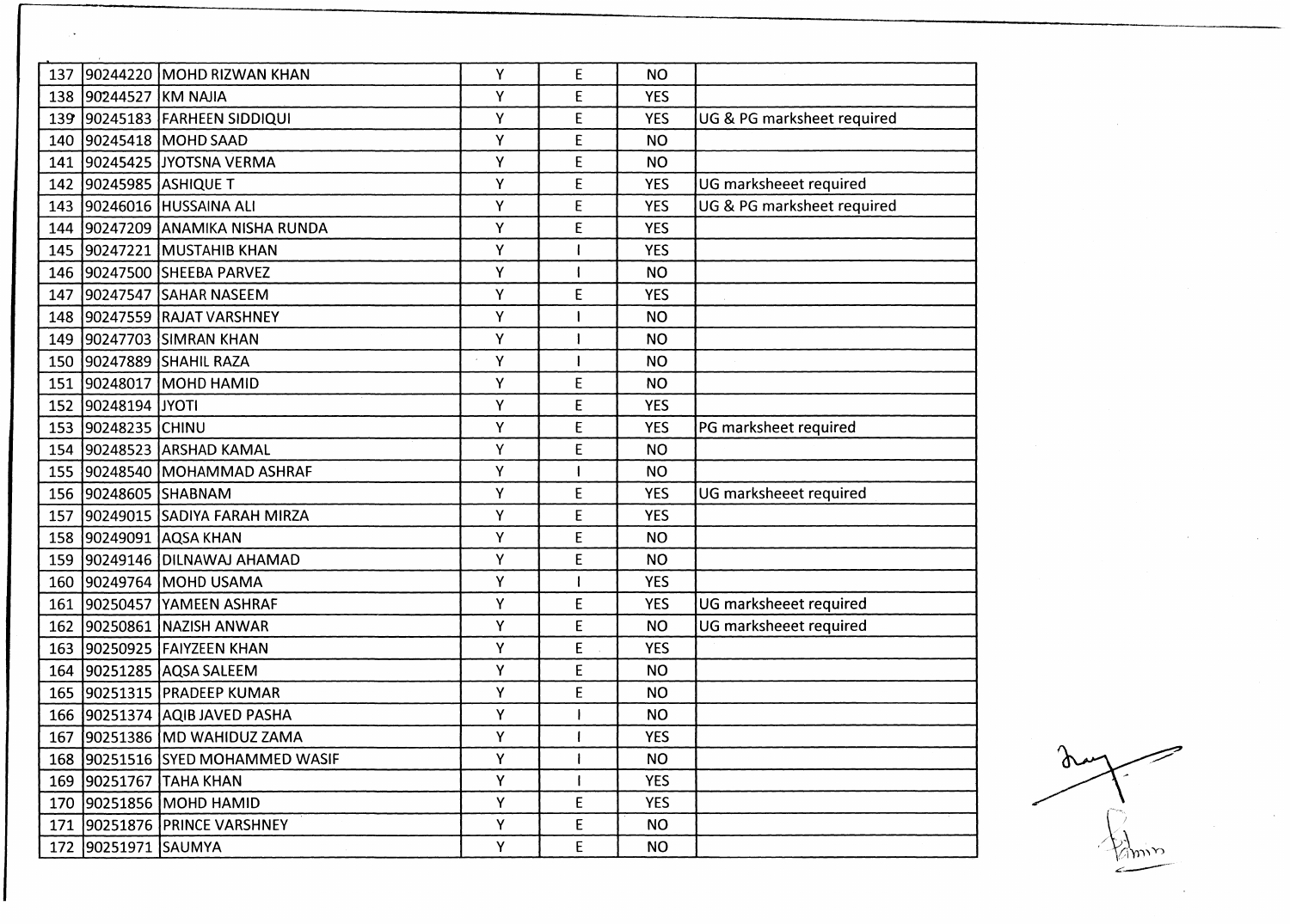| | | | | | | |
|---|---|---|---|---|---|---|
| 137 | 90244220 | MOHD RIZWAN KHAN | Y | E | NO | |
| 138 | 90244527 | KM NAJIA | Y | E | YES | |
| 139 | 90245183 | FARHEEN SIDDIQUI | Y | E | YES | UG & PG marksheet required |
| 140 | 90245418 | MOHD SAAD | Y | E | NO | |
| 141 | 90245425 | JYOTSNA VERMA | Y | E | NO | |
| 142 | 90245985 | ASHIQUE T | Y | E | YES | UG marksheeet required |
| 143 | 90246016 | HUSSAINA ALI | Y | E | YES | UG & PG marksheet required |
| 144 | 90247209 | ANAMIKA NISHA RUNDA | Y | E | YES | |
| 145 | 90247221 | MUSTAHIB KHAN | Y | I | YES | |
| 146 | 90247500 | SHEEBA PARVEZ | Y | I | NO | |
| 147 | 90247547 | SAHAR NASEEM | Y | E | YES | |
| 148 | 90247559 | RAJAT VARSHNEY | Y | I | NO | |
| 149 | 90247703 | SIMRAN KHAN | Y | I | NO | |
| 150 | 90247889 | SHAHIL RAZA | Y | I | NO | |
| 151 | 90248017 | MOHD HAMID | Y | E | NO | |
| 152 | 90248194 | JYOTI | Y | E | YES | |
| 153 | 90248235 | CHINU | Y | E | YES | PG marksheet required |
| 154 | 90248523 | ARSHAD KAMAL | Y | E | NO | |
| 155 | 90248540 | MOHAMMAD ASHRAF | Y | I | NO | |
| 156 | 90248605 | SHABNAM | Y | E | YES | UG marksheeet required |
| 157 | 90249015 | SADIYA FARAH MIRZA | Y | E | YES | |
| 158 | 90249091 | AQSA KHAN | Y | E | NO | |
| 159 | 90249146 | DILNAWAJ AHAMAD | Y | E | NO | |
| 160 | 90249764 | MOHD USAMA | Y | I | YES | |
| 161 | 90250457 | YAMEEN ASHRAF | Y | E | YES | UG marksheeet required |
| 162 | 90250861 | NAZISH ANWAR | Y | E | NO | UG marksheeet required |
| 163 | 90250925 | FAIYZEEN KHAN | Y | E | YES | |
| 164 | 90251285 | AQSA SALEEM | Y | E | NO | |
| 165 | 90251315 | PRADEEP KUMAR | Y | E | NO | |
| 166 | 90251374 | AQIB JAVED PASHA | Y | I | NO | |
| 167 | 90251386 | MD WAHIDUZ ZAMA | Y | I | YES | |
| 168 | 90251516 | SYED MOHAMMED WASIF | Y | I | NO | |
| 169 | 90251767 | TAHA KHAN | Y | I | YES | |
| 170 | 90251856 | MOHD HAMID | Y | E | YES | |
| 171 | 90251876 | PRINCE VARSHNEY | Y | E | NO | |
| 172 | 90251971 | SAUMYA | Y | E | NO | |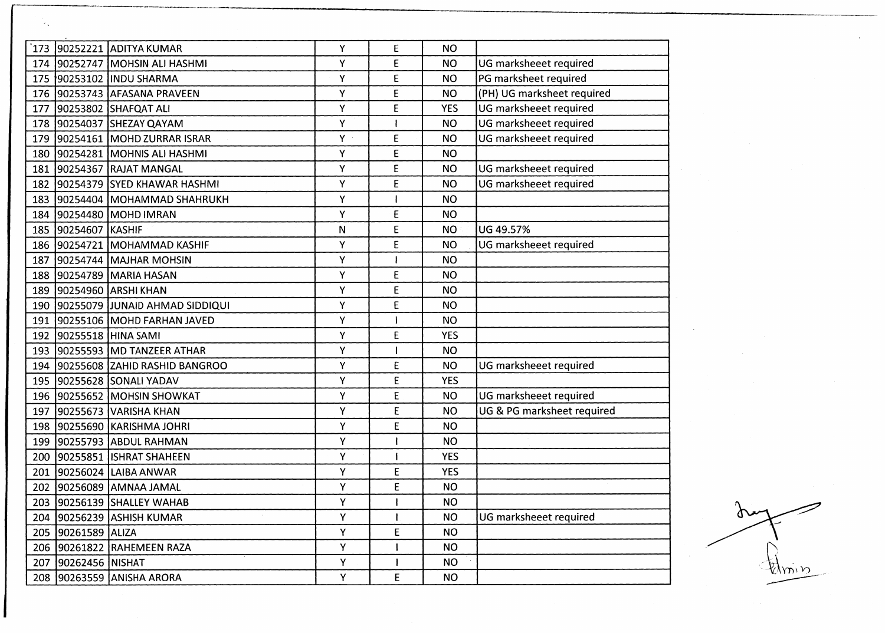| | | | | | | |
|---|---|---|---|---|---|---|
| 173 | 90252221 | ADITYA KUMAR | Y | E | NO | |
| 174 | 90252747 | MOHSIN ALI HASHMI | Y | E | NO | UG marksheeet required |
| 175 | 90253102 | INDU SHARMA | Y | E | NO | PG marksheet required |
| 176 | 90253743 | AFASANA PRAVEEN | Y | E | NO | (PH) UG marksheet required |
| 177 | 90253802 | SHAFQAT ALI | Y | E | YES | UG marksheeet required |
| 178 | 90254037 | SHEZAY QAYAM | Y | I | NO | UG marksheeet required |
| 179 | 90254161 | MOHD ZURRAR ISRAR | Y | E | NO | UG marksheeet required |
| 180 | 90254281 | MOHNIS ALI HASHMI | Y | E | NO | |
| 181 | 90254367 | RAJAT MANGAL | Y | E | NO | UG marksheeet required |
| 182 | 90254379 | SYED KHAWAR HASHMI | Y | E | NO | UG marksheeet required |
| 183 | 90254404 | MOHAMMAD SHAHRUKH | Y | I | NO | |
| 184 | 90254480 | MOHD IMRAN | Y | E | NO | |
| 185 | 90254607 | KASHIF | N | E | NO | UG 49.57% |
| 186 | 90254721 | MOHAMMAD KASHIF | Y | E | NO | UG marksheeet required |
| 187 | 90254744 | MAJHAR MOHSIN | Y | I | NO | |
| 188 | 90254789 | MARIA HASAN | Y | E | NO | |
| 189 | 90254960 | ARSHI KHAN | Y | E | NO | |
| 190 | 90255079 | JUNAID AHMAD SIDDIQUI | Y | E | NO | |
| 191 | 90255106 | MOHD FARHAN JAVED | Y | I | NO | |
| 192 | 90255518 | HINA SAMI | Y | E | YES | |
| 193 | 90255593 | MD TANZEER ATHAR | Y | I | NO | |
| 194 | 90255608 | ZAHID RASHID BANGROO | Y | E | NO | UG marksheeet required |
| 195 | 90255628 | SONALI YADAV | Y | E | YES | |
| 196 | 90255652 | MOHSIN SHOWKAT | Y | E | NO | UG marksheeet required |
| 197 | 90255673 | VARISHA KHAN | Y | E | NO | UG & PG marksheet required |
| 198 | 90255690 | KARISHMA JOHRI | Y | E | NO | |
| 199 | 90255793 | ABDUL RAHMAN | Y | I | NO | |
| 200 | 90255851 | ISHRAT SHAHEEN | Y | I | YES | |
| 201 | 90256024 | LAIBA ANWAR | Y | E | YES | |
| 202 | 90256089 | AMNAA JAMAL | Y | E | NO | |
| 203 | 90256139 | SHALLEY WAHAB | Y | I | NO | |
| 204 | 90256239 | ASHISH KUMAR | Y | I | NO | UG marksheeet required |
| 205 | 90261589 | ALIZA | Y | E | NO | |
| 206 | 90261822 | RAHEMEEN RAZA | Y | I | NO | |
| 207 | 90262456 | NISHAT | Y | I | NO | |
| 208 | 90263559 | ANISHA ARORA | Y | E | NO | |

Admin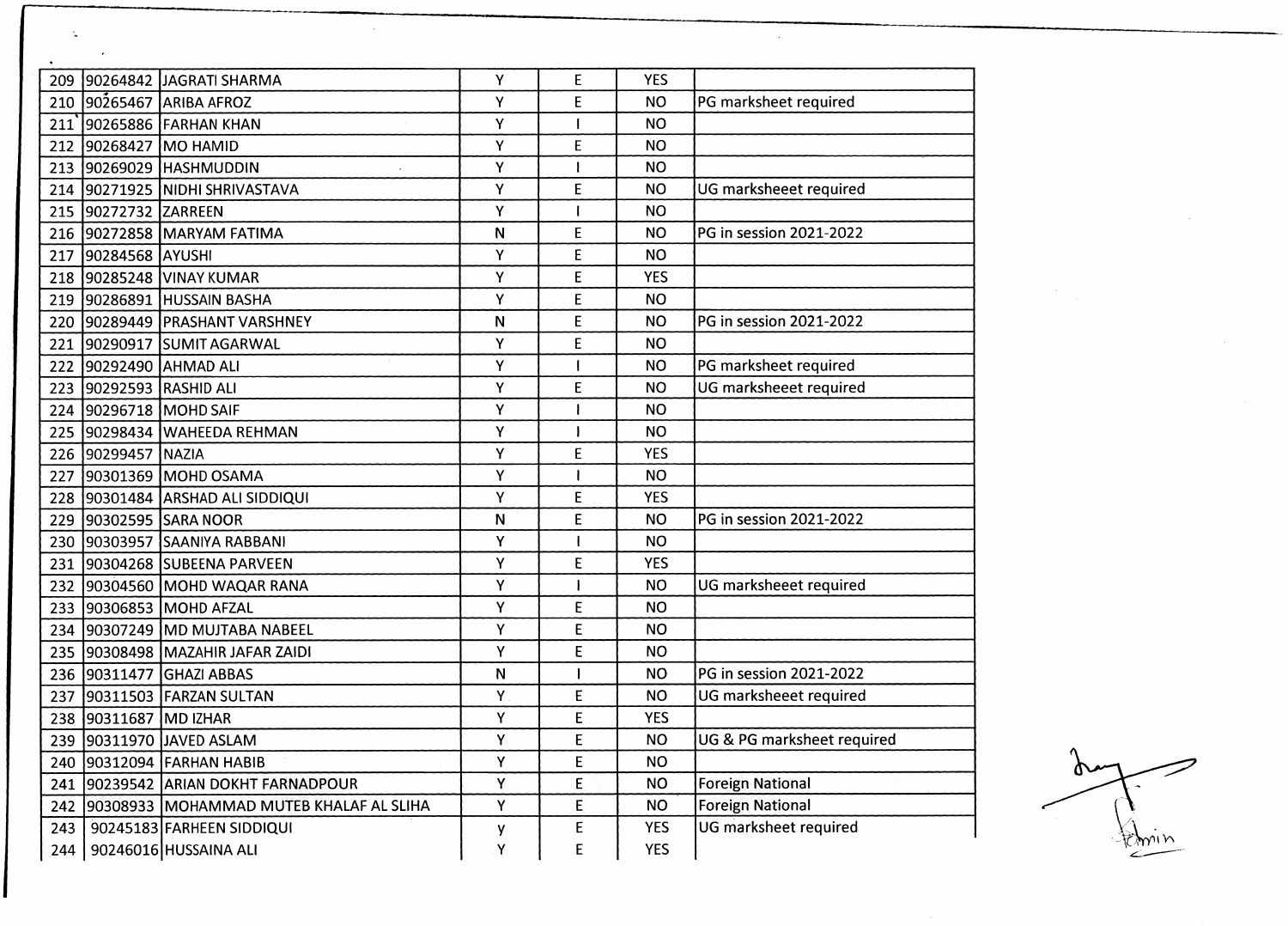| | | | | | | |
|---|---|---|---|---|---|---|
| 209 | 90264842 | JAGRATI SHARMA | Y | E | YES | |
| 210 | 90265467 | ARIBA AFROZ | Y | E | NO | PG marksheet required |
| 211 | 90265886 | FARHAN KHAN | Y | I | NO | |
| 212 | 90268427 | MO HAMID | Y | E | NO | |
| 213 | 90269029 | HASHMUDDIN | Y | I | NO | |
| 214 | 90271925 | NIDHI SHRIVASTAVA | Y | E | NO | UG marksheeet required |
| 215 | 90272732 | ZARREEN | Y | I | NO | |
| 216 | 90272858 | MARYAM FATIMA | N | E | NO | PG in session 2021-2022 |
| 217 | 90284568 | AYUSHI | Y | E | NO | |
| 218 | 90285248 | VINAY KUMAR | Y | E | YES | |
| 219 | 90286891 | HUSSAIN BASHA | Y | E | NO | |
| 220 | 90289449 | PRASHANT VARSHNEY | N | E | NO | PG in session 2021-2022 |
| 221 | 90290917 | SUMIT AGARWAL | Y | E | NO | |
| 222 | 90292490 | AHMAD ALI | Y | I | NO | PG marksheet required |
| 223 | 90292593 | RASHID ALI | Y | E | NO | UG marksheeet required |
| 224 | 90296718 | MOHD SAIF | Y | I | NO | |
| 225 | 90298434 | WAHEEDA REHMAN | Y | I | NO | |
| 226 | 90299457 | NAZIA | Y | E | YES | |
| 227 | 90301369 | MOHD OSAMA | Y | I | NO | |
| 228 | 90301484 | ARSHAD ALI SIDDIQUI | Y | E | YES | |
| 229 | 90302595 | SARA NOOR | N | E | NO | PG in session 2021-2022 |
| 230 | 90303957 | SAANIYA RABBANI | Y | I | NO | |
| 231 | 90304268 | SUBEENA PARVEEN | Y | E | YES | |
| 232 | 90304560 | MOHD WAQAR RANA | Y | I | NO | UG marksheeet required |
| 233 | 90306853 | MOHD AFZAL | Y | E | NO | |
| 234 | 90307249 | MD MUJTABA NABEEL | Y | E | NO | |
| 235 | 90308498 | MAZAHIR JAFAR ZAIDI | Y | E | NO | |
| 236 | 90311477 | GHAZI ABBAS | N | I | NO | PG in session 2021-2022 |
| 237 | 90311503 | FARZAN SULTAN | Y | E | NO | UG marksheeet required |
| 238 | 90311687 | MD IZHAR | Y | E | YES | |
| 239 | 90311970 | JAVED ASLAM | Y | E | NO | UG & PG marksheet required |
| 240 | 90312094 | FARHAN HABIB | Y | E | NO | |
| 241 | 90239542 | ARIAN DOKHT FARNADPOUR | Y | E | NO | Foreign National |
| 242 | 90308933 | MOHAMMAD MUTEB KHALAF AL SLIHA | Y | E | NO | Foreign National |
| 243 | 90245183 | FARHEEN SIDDIQUI | y | E | YES | UG marksheet required |
| 244 | 90246016 | HUSSAINA ALI | Y | E | YES | |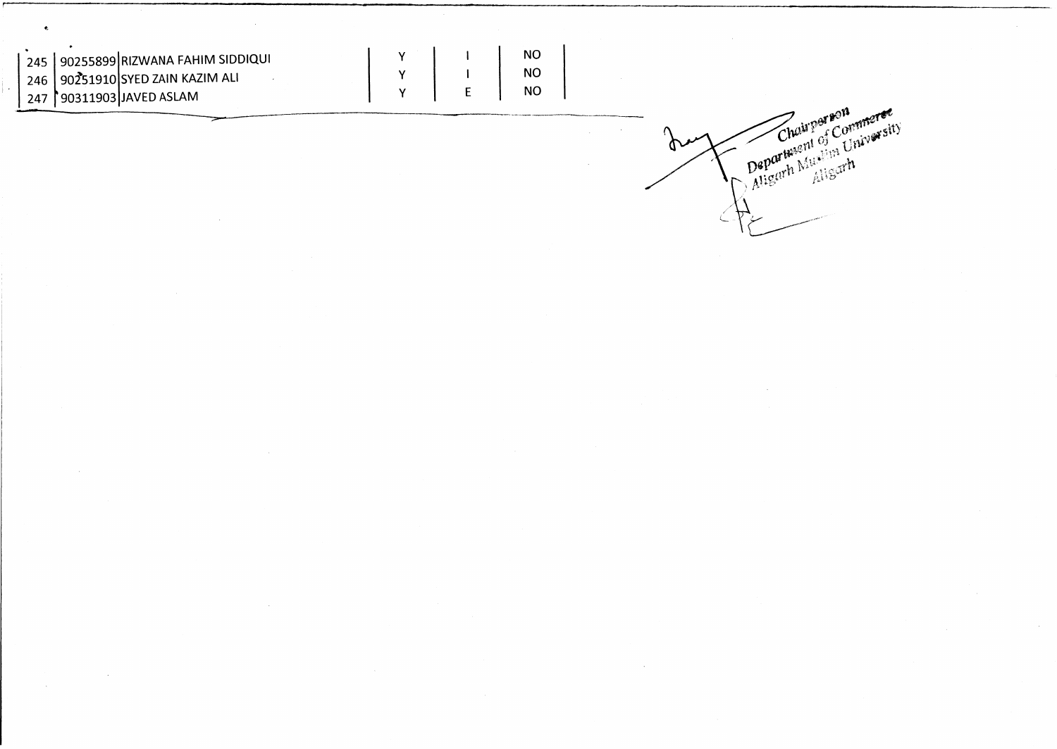| | | | | | |
|---|---|---|---|---|---|
| 245 | 90255899 | RIZWANA FAHIM SIDDIQUI | Y | I | NO |
| 246 | 90251910 | SYED ZAIN KAZIM ALI | Y | I | NO |
| 247 | 90311903 | JAVED ASLAM | Y | E | NO |

Chairperson
Department of Commerce
Aligarh Muslim University
Aligarh